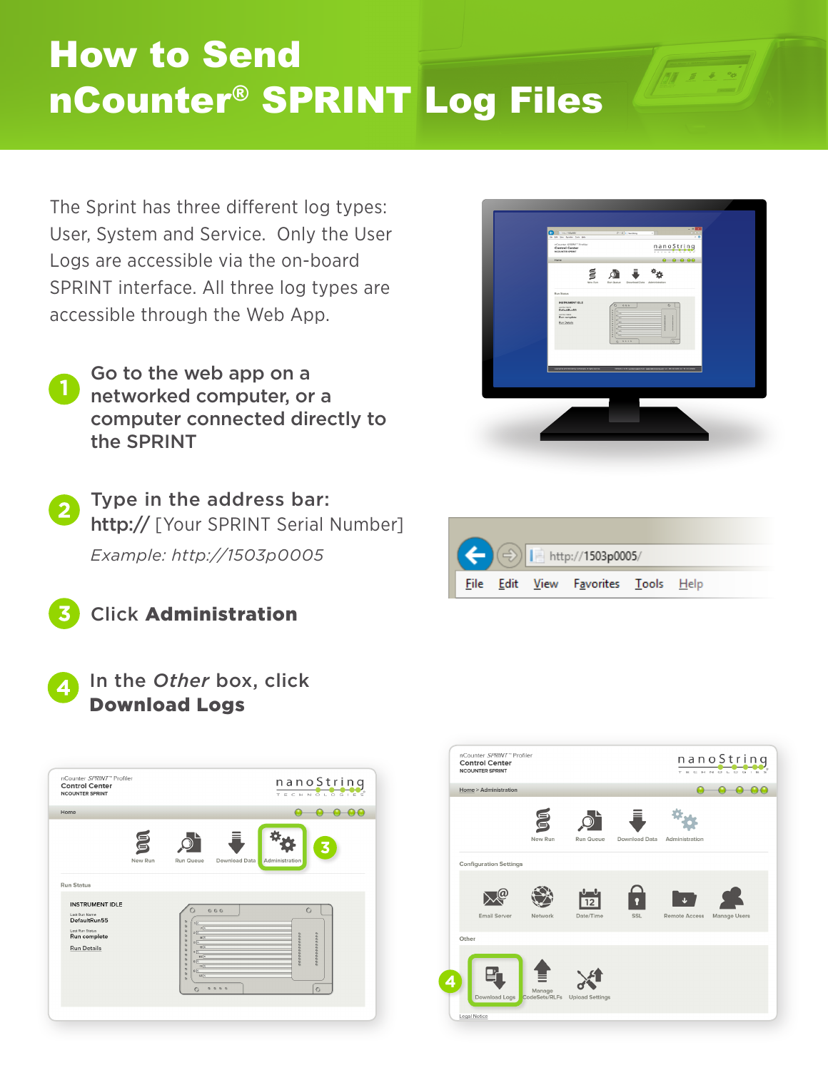# How to Send nCounter® SPRINT Log Files

The Sprint has three different log types: User, System and Service. Only the User Logs are accessible via the on-board SPRINT interface. All three log types are accessible through the Web App.

1. Go to the web app on a networked computer, or a computer connected directly to the SPRINT

2. Type in the address bar: **http://** [Your SPRINT Serial Number]

   *Example: http://1503p0005*

3. Click **Administration**

4. In the *Other* box, click **Download Logs**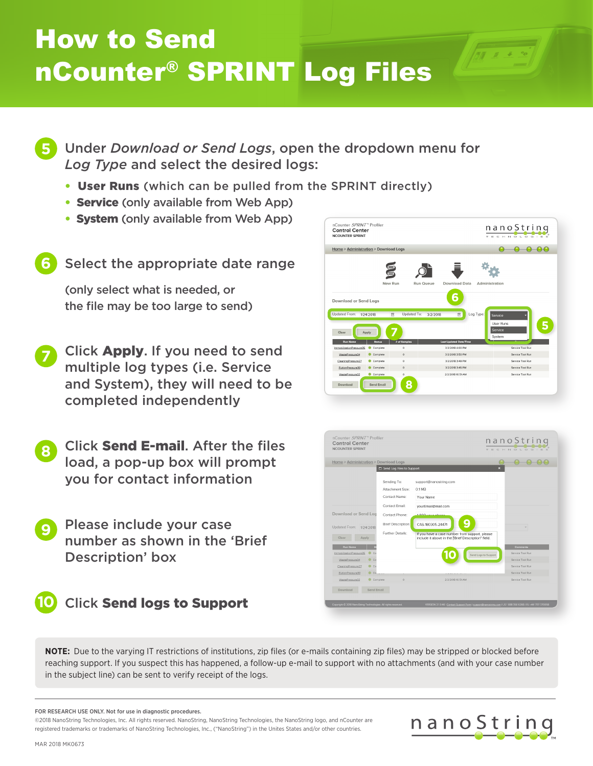# How to Send nCounter® SPRINT Log Files

5. Under *Download or Send Logs*, open the dropdown menu for *Log Type* and select the desired logs:
   - **User Runs** (which can be pulled from the SPRINT directly)
   - **Service** (only available from Web App)
   - **System** (only available from Web App)

6. Select the appropriate date range

   (only select what is needed, or the file may be too large to send)

7. Click **Apply**. If you need to send multiple log types (i.e. Service and System), they will need to be completed independently

8. Click **Send E-mail**. After the files load, a pop-up box will prompt you for contact information

9. Please include your case number as shown in the 'Brief Description' box

10. Click **Send logs to Support**

**NOTE:** Due to the varying IT restrictions of institutions, zip files (or e-mails containing zip files) may be stripped or blocked before reaching support. If you suspect this has happened, a follow-up e-mail to support with no attachments (and with your case number in the subject line) can be sent to verify receipt of the logs.

FOR RESEARCH USE ONLY. Not for use in diagnostic procedures.

©2018 NanoString Technologies, Inc. All rights reserved. NanoString, NanoString Technologies, the NanoString logo, and nCounter are registered trademarks or trademarks of NanoString Technologies, Inc., ("NanoString") in the Unites States and/or other countries.

MAR 2018 MK0673